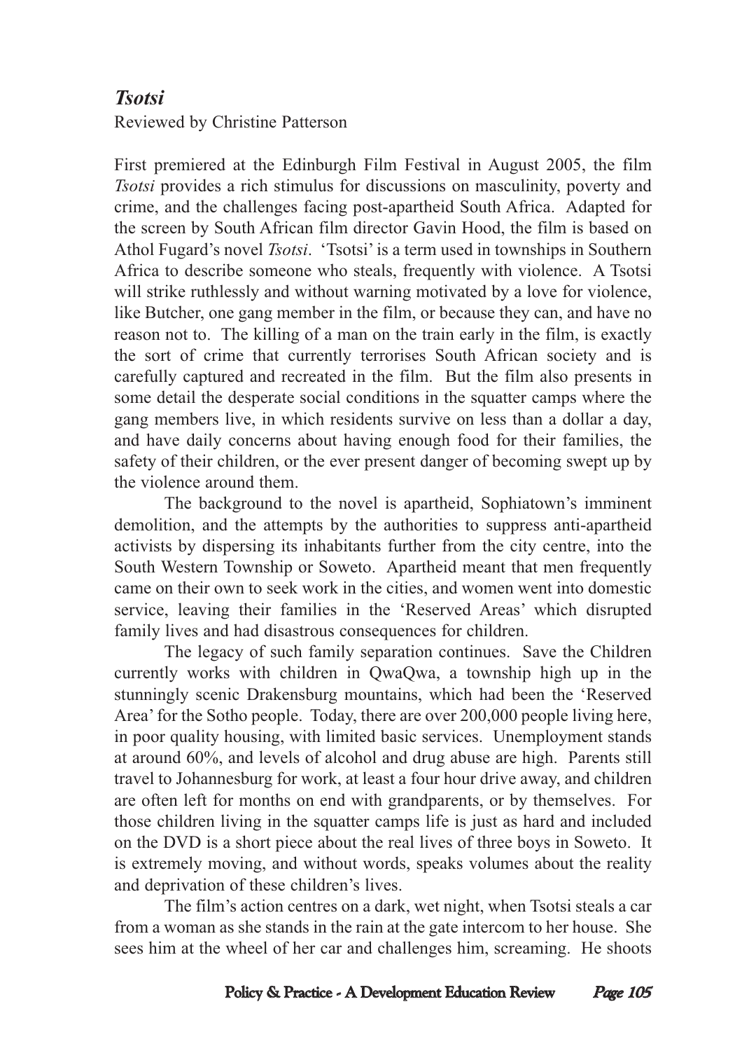## *Tsotsi*

Reviewed by Christine Patterson

First premiered at the Edinburgh Film Festival in August 2005, the film *Tsotsi* provides a rich stimulus for discussions on masculinity, poverty and crime, and the challenges facing post-apartheid South Africa. Adapted for the screen by South African film director Gavin Hood, the film is based on Athol Fugard's novel *Tsotsi*. 'Tsotsi' is a term used in townships in Southern Africa to describe someone who steals, frequently with violence. A Tsotsi will strike ruthlessly and without warning motivated by a love for violence, like Butcher, one gang member in the film, or because they can, and have no reason not to. The killing of a man on the train early in the film, is exactly the sort of crime that currently terrorises South African society and is carefully captured and recreated in the film. But the film also presents in some detail the desperate social conditions in the squatter camps where the gang members live, in which residents survive on less than a dollar a day, and have daily concerns about having enough food for their families, the safety of their children, or the ever present danger of becoming swept up by the violence around them.

The background to the novel is apartheid, Sophiatown's imminent demolition, and the attempts by the authorities to suppress anti-apartheid activists by dispersing its inhabitants further from the city centre, into the South Western Township or Soweto. Apartheid meant that men frequently came on their own to seek work in the cities, and women went into domestic service, leaving their families in the 'Reserved Areas' which disrupted family lives and had disastrous consequences for children.

The legacy of such family separation continues. Save the Children currently works with children in QwaQwa, a township high up in the stunningly scenic Drakensburg mountains, which had been the 'Reserved Area' for the Sotho people. Today, there are over 200,000 people living here, in poor quality housing, with limited basic services. Unemployment stands at around 60%, and levels of alcohol and drug abuse are high. Parents still travel to Johannesburg for work, at least a four hour drive away, and children are often left for months on end with grandparents, or by themselves. For those children living in the squatter camps life is just as hard and included on the DVD is a short piece about the real lives of three boys in Soweto. It is extremely moving, and without words, speaks volumes about the reality and deprivation of these children's lives.

The film's action centres on a dark, wet night, when Tsotsi steals a car from a woman as she stands in the rain at the gate intercom to her house. She sees him at the wheel of her car and challenges him, screaming. He shoots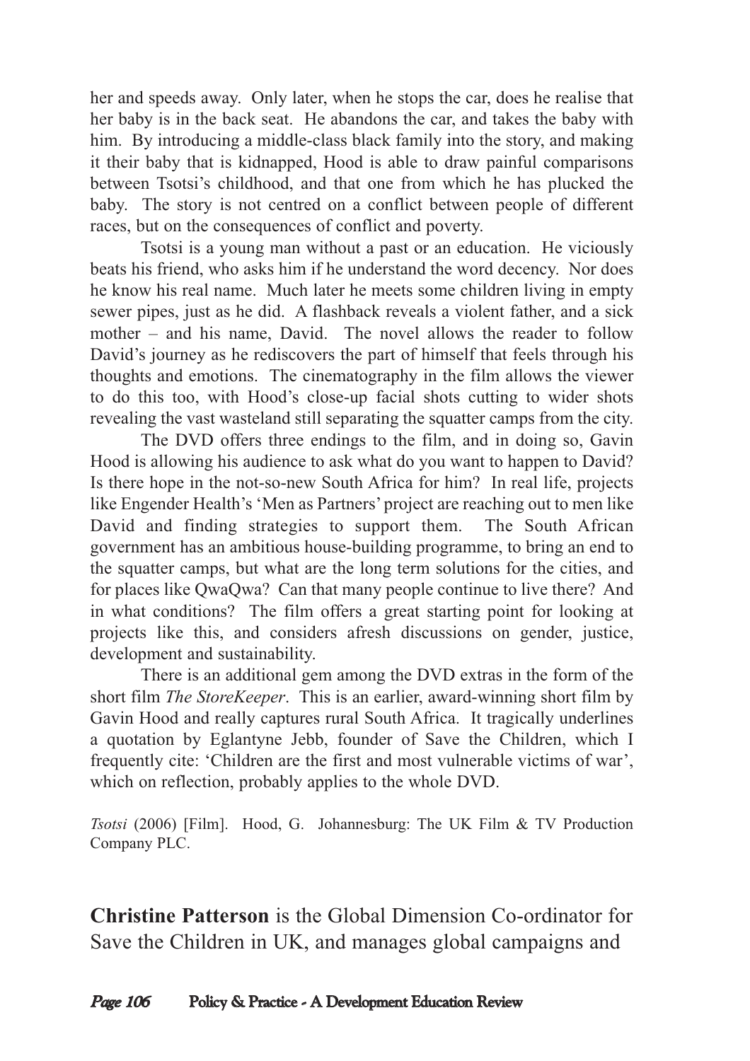her and speeds away. Only later, when he stops the car, does he realise that her baby is in the back seat. He abandons the car, and takes the baby with him. By introducing a middle-class black family into the story, and making it their baby that is kidnapped, Hood is able to draw painful comparisons between Tsotsi's childhood, and that one from which he has plucked the baby. The story is not centred on a conflict between people of different races, but on the consequences of conflict and poverty.

Tsotsi is a young man without a past or an education. He viciously beats his friend, who asks him if he understand the word decency. Nor does he know his real name. Much later he meets some children living in empty sewer pipes, just as he did. A flashback reveals a violent father, and a sick mother – and his name, David. The novel allows the reader to follow David's journey as he rediscovers the part of himself that feels through his thoughts and emotions. The cinematography in the film allows the viewer to do this too, with Hood's close-up facial shots cutting to wider shots revealing the vast wasteland still separating the squatter camps from the city.

The DVD offers three endings to the film, and in doing so, Gavin Hood is allowing his audience to ask what do you want to happen to David? Is there hope in the not-so-new South Africa for him? In real life, projects like Engender Health's 'Men as Partners' project are reaching out to men like David and finding strategies to support them. The South African government has an ambitious house-building programme, to bring an end to the squatter camps, but what are the long term solutions for the cities, and for places like QwaQwa? Can that many people continue to live there? And in what conditions? The film offers a great starting point for looking at projects like this, and considers afresh discussions on gender, justice, development and sustainability.

There is an additional gem among the DVD extras in the form of the short film *The StoreKeeper*. This is an earlier, award-winning short film by Gavin Hood and really captures rural South Africa. It tragically underlines a quotation by Eglantyne Jebb, founder of Save the Children, which I frequently cite: 'Children are the first and most vulnerable victims of war', which on reflection, probably applies to the whole DVD.

*Tsotsi* (2006) [Film]. Hood, G. Johannesburg: The UK Film & TV Production Company PLC.

**Christine Patterson** is the Global Dimension Co-ordinator for Save the Children in UK, and manages global campaigns and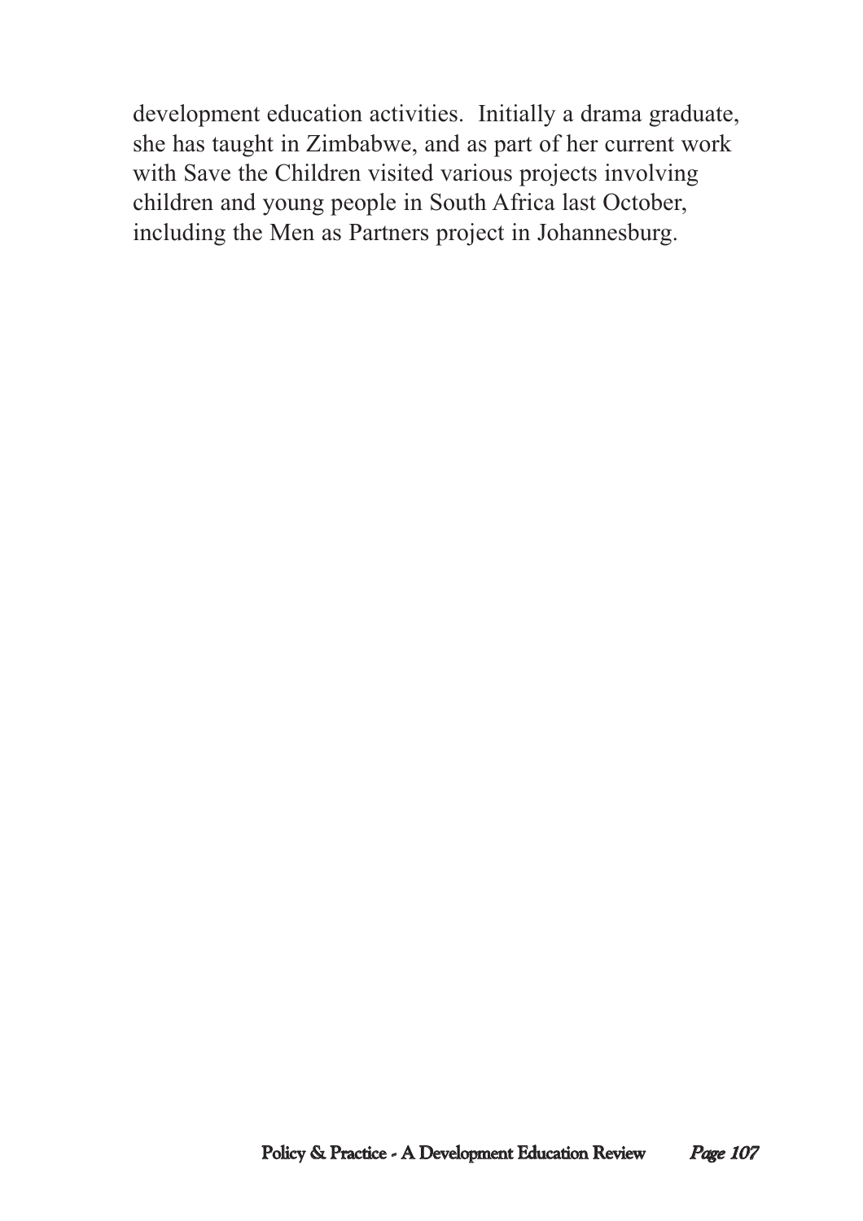development education activities. Initially a drama graduate, she has taught in Zimbabwe, and as part of her current work with Save the Children visited various projects involving children and young people in South Africa last October, including the Men as Partners project in Johannesburg.